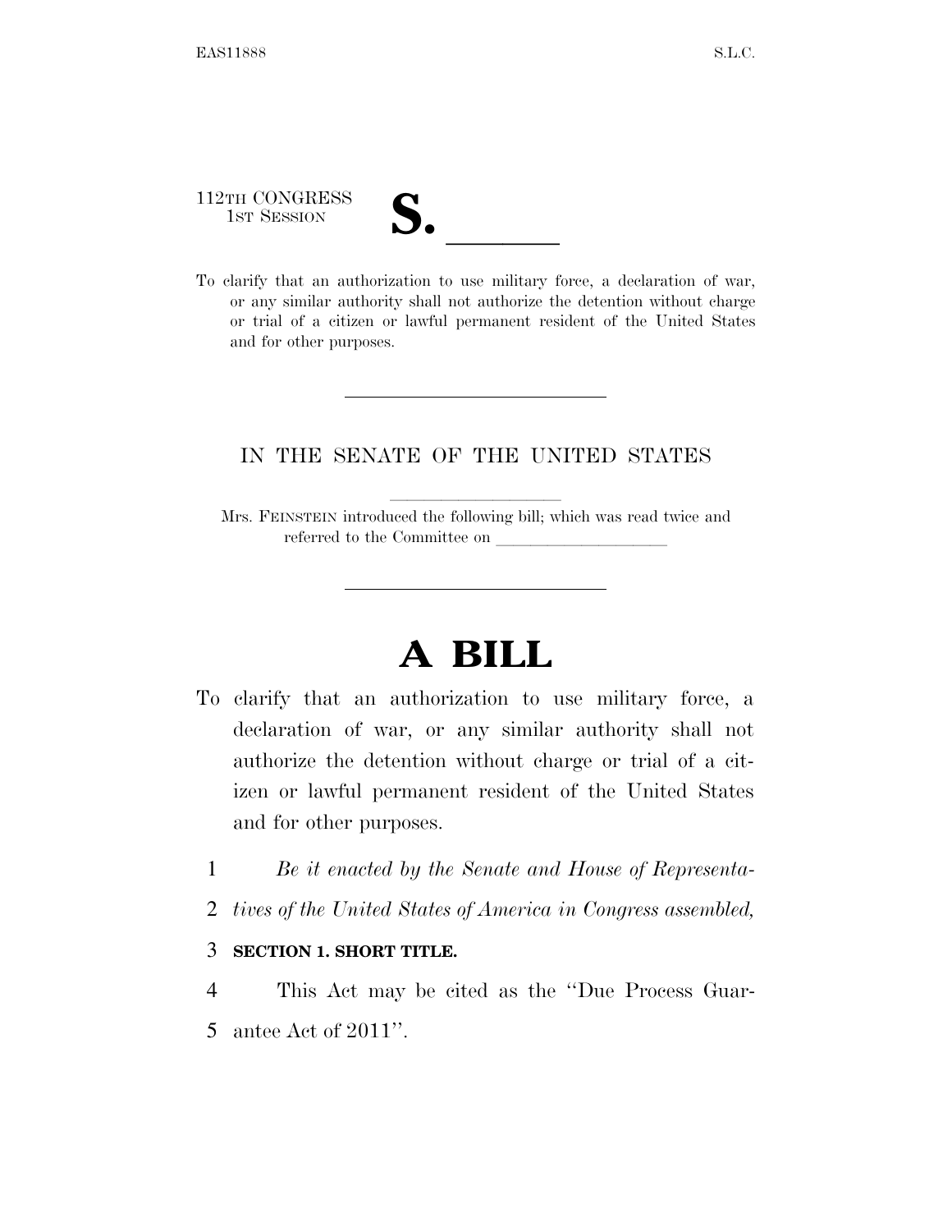112TH CONGRESS
1ST SESSION

**S. ______**

To clarify that an authorization to use military force, a declaration of war, or any similar authority shall not authorize the detention without charge or trial of a citizen or lawful permanent resident of the United States and for other purposes.

---

IN THE SENATE OF THE UNITED STATES

Mrs. FEINSTEIN introduced the following bill; which was read twice and referred to the Committee on ____________________

---

# A BILL

To clarify that an authorization to use military force, a declaration of war, or any similar authority shall not authorize the detention without charge or trial of a citizen or lawful permanent resident of the United States and for other purposes.

1 *Be it enacted by the Senate and House of Representa-*
2 *tives of the United States of America in Congress assembled,*

3 **SECTION 1. SHORT TITLE.**

4 This Act may be cited as the "Due Process Guar-
5 antee Act of 2011".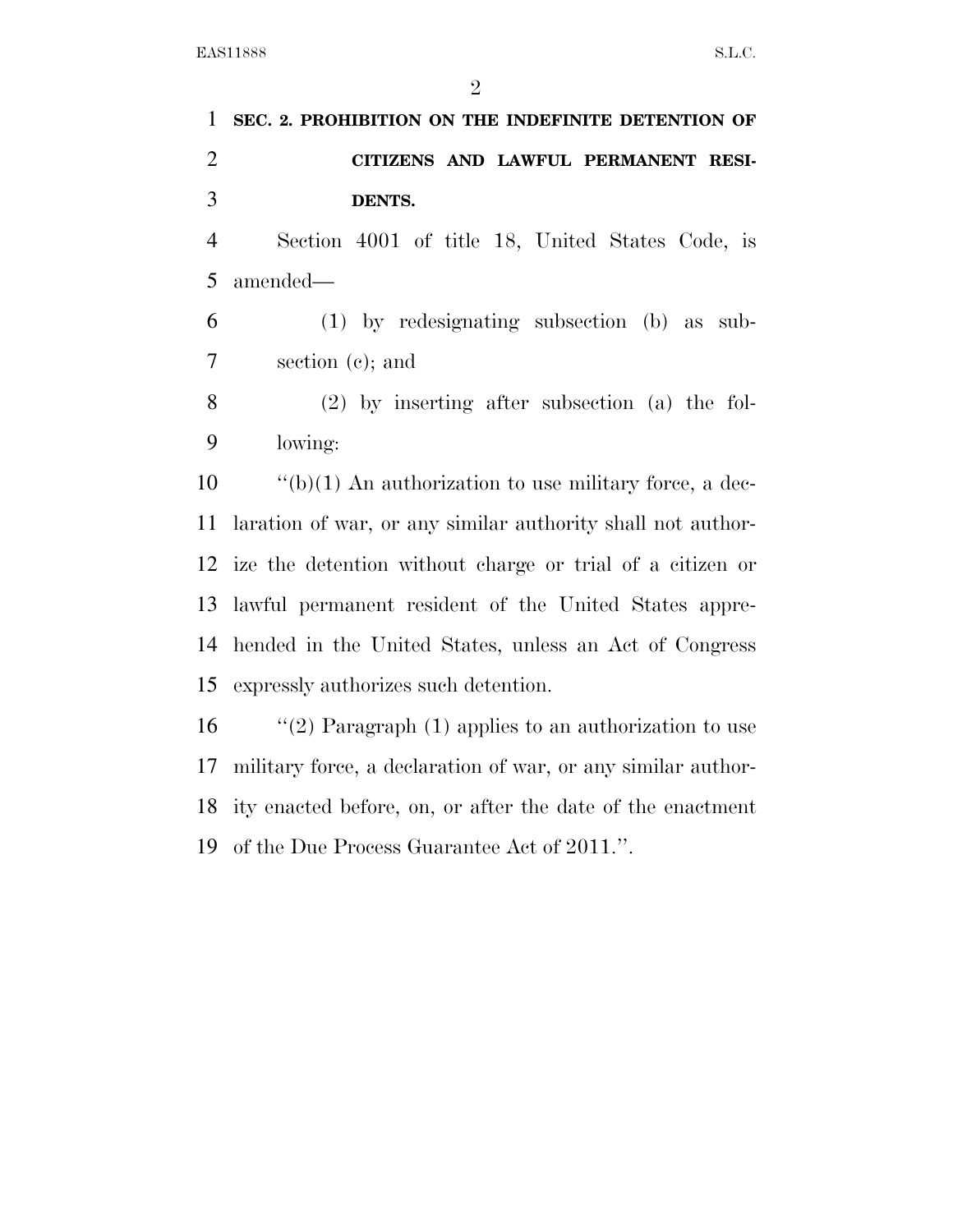**SEC. 2. PROHIBITION ON THE INDEFINITE DETENTION OF CITIZENS AND LAWFUL PERMANENT RESIDENTS.**

Section 4001 of title 18, United States Code, is amended—

(1) by redesignating subsection (b) as subsection (c); and

(2) by inserting after subsection (a) the following:

''(b)(1) An authorization to use military force, a declaration of war, or any similar authority shall not authorize the detention without charge or trial of a citizen or lawful permanent resident of the United States apprehended in the United States, unless an Act of Congress expressly authorizes such detention.

''(2) Paragraph (1) applies to an authorization to use military force, a declaration of war, or any similar authority enacted before, on, or after the date of the enactment of the Due Process Guarantee Act of 2011.''.